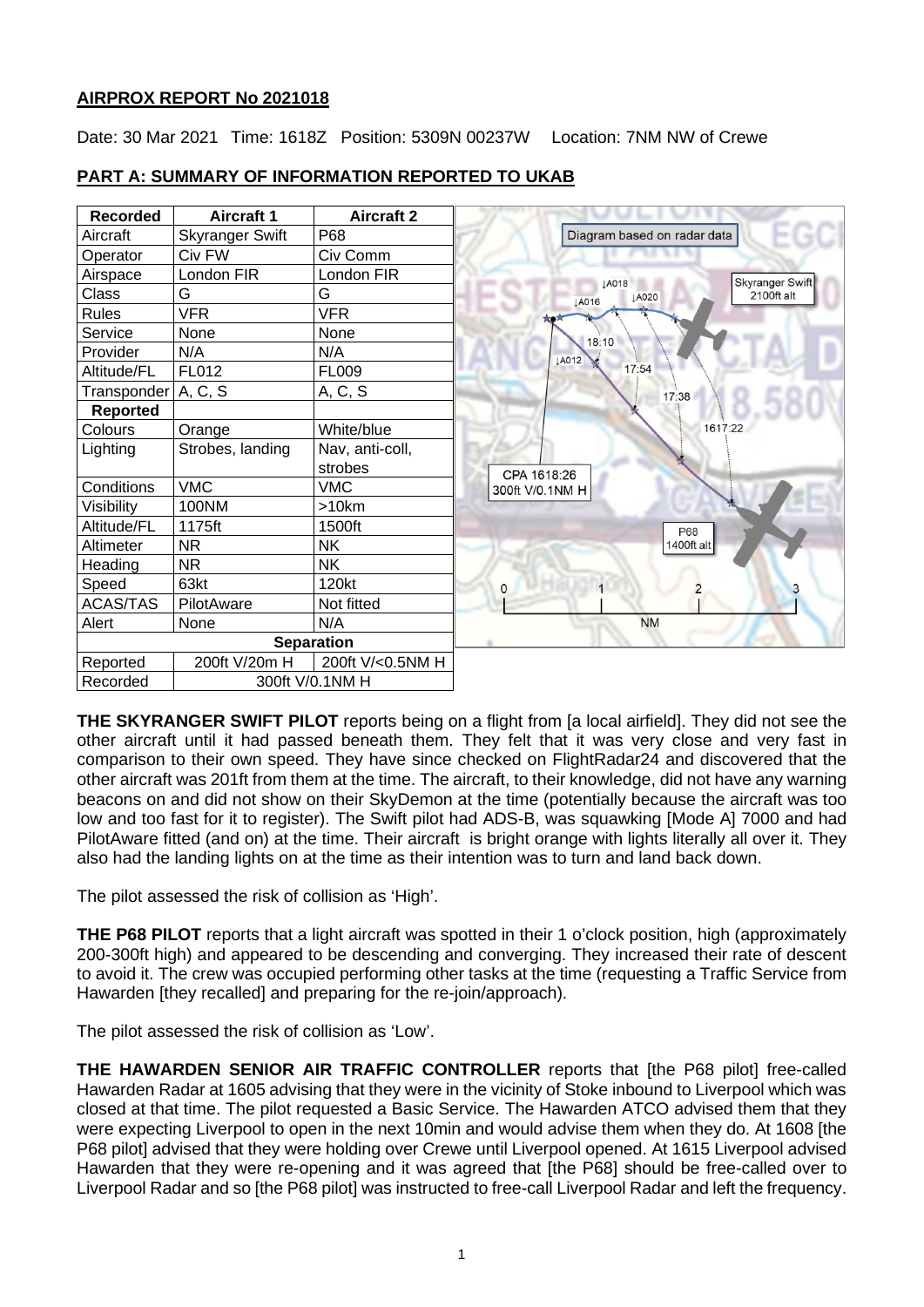## AIRPROX REPORT No 2021018

Date: 30 Mar 2021 Time: 1618Z Position: 5309N 00237W Location: 7NM NW of Crewe

## PART A: SUMMARY OF INFORMATION REPORTED TO UKAB

| Recorded | Aircraft 1 | Aircraft 2 |
|---|---|---|
| Aircraft | Skyranger Swift | P68 |
| Operator | Civ FW | Civ Comm |
| Airspace | London FIR | London FIR |
| Class | G | G |
| Rules | VFR | VFR |
| Service | None | None |
| Provider | N/A | N/A |
| Altitude/FL | FL012 | FL009 |
| Transponder | A, C, S | A, C, S |
| **Reported** | | |
| Colours | Orange | White/blue |
| Lighting | Strobes, landing | Nav, anti-coll, strobes |
| Conditions | VMC | VMC |
| Visibility | 100NM | >10km |
| Altitude/FL | 1175ft | 1500ft |
| Altimeter | NR | NK |
| Heading | NR | NK |
| Speed | 63kt | 120kt |
| ACAS/TAS | PilotAware | Not fitted |
| Alert | None | N/A |
| **Separation** | | |
| Reported | 200ft V/20m H | 200ft V/<0.5NM H |
| Recorded | 300ft V/0.1NM H | |

**THE SKYRANGER SWIFT PILOT** reports being on a flight from [a local airfield]. They did not see the other aircraft until it had passed beneath them. They felt that it was very close and very fast in comparison to their own speed. They have since checked on FlightRadar24 and discovered that the other aircraft was 201ft from them at the time. The aircraft, to their knowledge, did not have any warning beacons on and did not show on their SkyDemon at the time (potentially because the aircraft was too low and too fast for it to register). The Swift pilot had ADS-B, was squawking [Mode A] 7000 and had PilotAware fitted (and on) at the time. Their aircraft is bright orange with lights literally all over it. They also had the landing lights on at the time as their intention was to turn and land back down.

The pilot assessed the risk of collision as 'High'.

**THE P68 PILOT** reports that a light aircraft was spotted in their 1 o'clock position, high (approximately 200-300ft high) and appeared to be descending and converging. They increased their rate of descent to avoid it. The crew was occupied performing other tasks at the time (requesting a Traffic Service from Hawarden [they recalled] and preparing for the re-join/approach).

The pilot assessed the risk of collision as 'Low'.

**THE HAWARDEN SENIOR AIR TRAFFIC CONTROLLER** reports that [the P68 pilot] free-called Hawarden Radar at 1605 advising that they were in the vicinity of Stoke inbound to Liverpool which was closed at that time. The pilot requested a Basic Service. The Hawarden ATCO advised them that they were expecting Liverpool to open in the next 10min and would advise them when they do. At 1608 [the P68 pilot] advised that they were holding over Crewe until Liverpool opened. At 1615 Liverpool advised Hawarden that they were re-opening and it was agreed that [the P68] should be free-called over to Liverpool Radar and so [the P68 pilot] was instructed to free-call Liverpool Radar and left the frequency.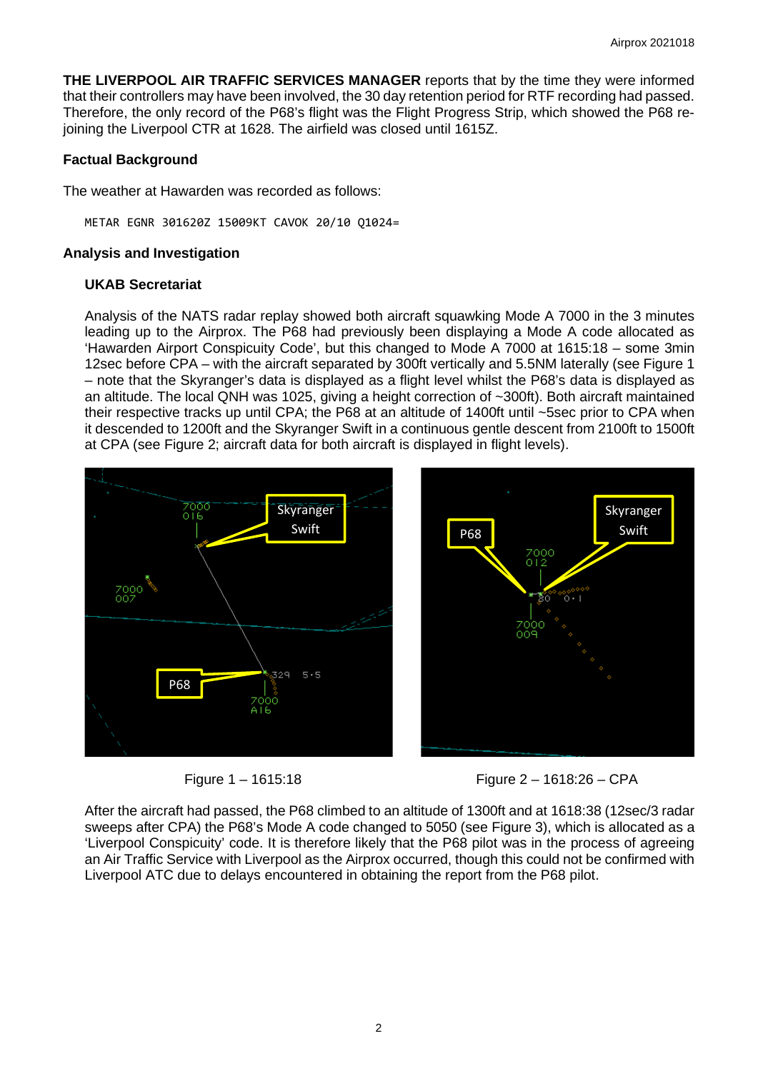**THE LIVERPOOL AIR TRAFFIC SERVICES MANAGER** reports that by the time they were informed that their controllers may have been involved, the 30 day retention period for RTF recording had passed. Therefore, the only record of the P68's flight was the Flight Progress Strip, which showed the P68 re-joining the Liverpool CTR at 1628. The airfield was closed until 1615Z.

## Factual Background

The weather at Hawarden was recorded as follows:

```
METAR EGNR 301620Z 15009KT CAVOK 20/10 Q1024=
```

## Analysis and Investigation

### UKAB Secretariat

Analysis of the NATS radar replay showed both aircraft squawking Mode A 7000 in the 3 minutes leading up to the Airprox. The P68 had previously been displaying a Mode A code allocated as 'Hawarden Airport Conspicuity Code', but this changed to Mode A 7000 at 1615:18 – some 3min 12sec before CPA – with the aircraft separated by 300ft vertically and 5.5NM laterally (see Figure 1 – note that the Skyranger's data is displayed as a flight level whilst the P68's data is displayed as an altitude. The local QNH was 1025, giving a height correction of ~300ft). Both aircraft maintained their respective tracks up until CPA; the P68 at an altitude of 1400ft until ~5sec prior to CPA when it descended to 1200ft and the Skyranger Swift in a continuous gentle descent from 2100ft to 1500ft at CPA (see Figure 2; aircraft data for both aircraft is displayed in flight levels).

Figure 1 – 1615:18

Figure 2 – 1618:26 – CPA

After the aircraft had passed, the P68 climbed to an altitude of 1300ft and at 1618:38 (12sec/3 radar sweeps after CPA) the P68's Mode A code changed to 5050 (see Figure 3), which is allocated as a 'Liverpool Conspicuity' code. It is therefore likely that the P68 pilot was in the process of agreeing an Air Traffic Service with Liverpool as the Airprox occurred, though this could not be confirmed with Liverpool ATC due to delays encountered in obtaining the report from the P68 pilot.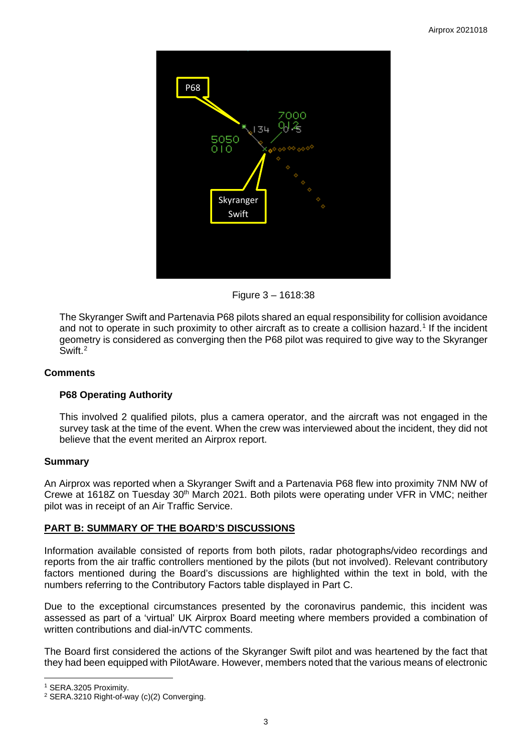Figure 3 – 1618:38

The Skyranger Swift and Partenavia P68 pilots shared an equal responsibility for collision avoidance and not to operate in such proximity to other aircraft as to create a collision hazard.[1] If the incident geometry is considered as converging then the P68 pilot was required to give way to the Skyranger Swift.[2]

### Comments

#### P68 Operating Authority

This involved 2 qualified pilots, plus a camera operator, and the aircraft was not engaged in the survey task at the time of the event. When the crew was interviewed about the incident, they did not believe that the event merited an Airprox report.

### Summary

An Airprox was reported when a Skyranger Swift and a Partenavia P68 flew into proximity 7NM NW of Crewe at 1618Z on Tuesday 30th March 2021. Both pilots were operating under VFR in VMC; neither pilot was in receipt of an Air Traffic Service.

## PART B: SUMMARY OF THE BOARD'S DISCUSSIONS

Information available consisted of reports from both pilots, radar photographs/video recordings and reports from the air traffic controllers mentioned by the pilots (but not involved). Relevant contributory factors mentioned during the Board's discussions are highlighted within the text in bold, with the numbers referring to the Contributory Factors table displayed in Part C.

Due to the exceptional circumstances presented by the coronavirus pandemic, this incident was assessed as part of a 'virtual' UK Airprox Board meeting where members provided a combination of written contributions and dial-in/VTC comments.

The Board first considered the actions of the Skyranger Swift pilot and was heartened by the fact that they had been equipped with PilotAware. However, members noted that the various means of electronic

[1] SERA.3205 Proximity.

[2] SERA.3210 Right-of-way (c)(2) Converging.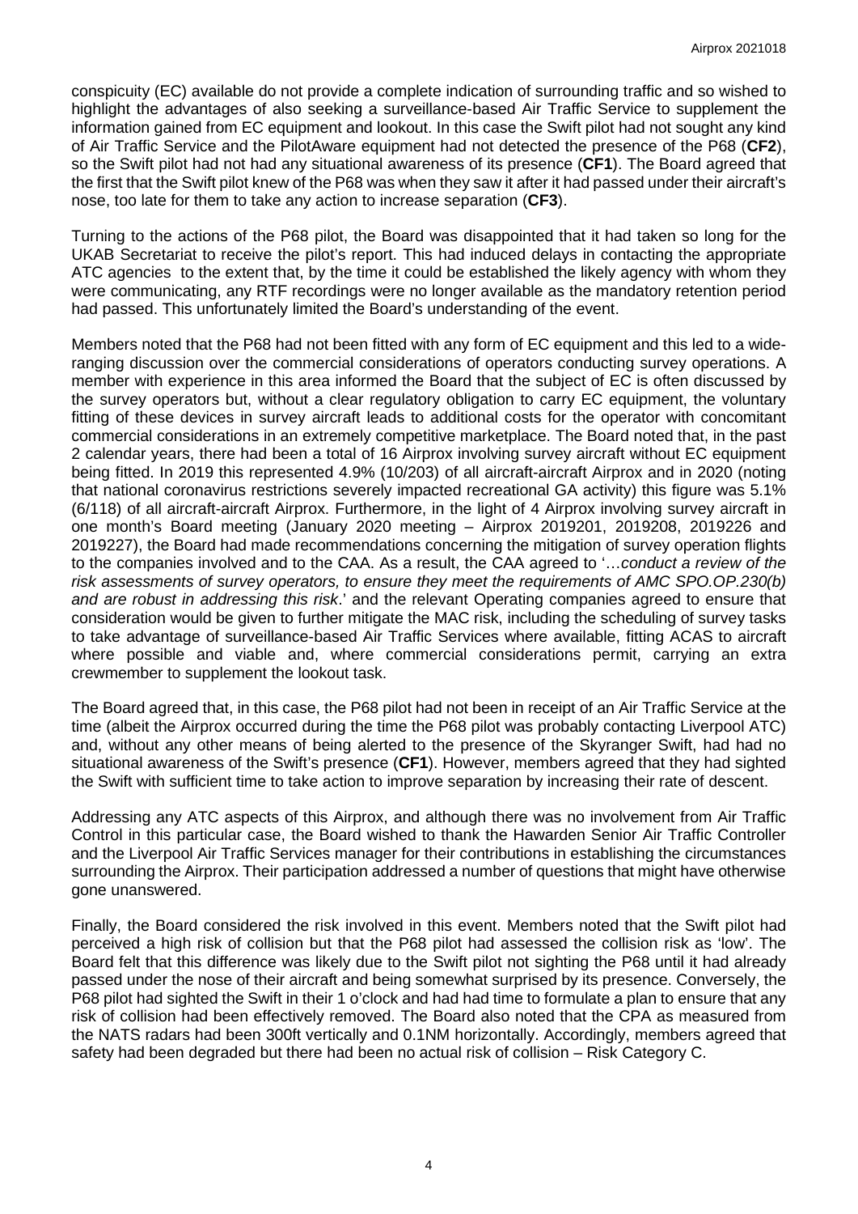conspicuity (EC) available do not provide a complete indication of surrounding traffic and so wished to highlight the advantages of also seeking a surveillance-based Air Traffic Service to supplement the information gained from EC equipment and lookout. In this case the Swift pilot had not sought any kind of Air Traffic Service and the PilotAware equipment had not detected the presence of the P68 (**CF2**), so the Swift pilot had not had any situational awareness of its presence (**CF1**). The Board agreed that the first that the Swift pilot knew of the P68 was when they saw it after it had passed under their aircraft's nose, too late for them to take any action to increase separation (**CF3**).

Turning to the actions of the P68 pilot, the Board was disappointed that it had taken so long for the UKAB Secretariat to receive the pilot's report. This had induced delays in contacting the appropriate ATC agencies to the extent that, by the time it could be established the likely agency with whom they were communicating, any RTF recordings were no longer available as the mandatory retention period had passed. This unfortunately limited the Board's understanding of the event.

Members noted that the P68 had not been fitted with any form of EC equipment and this led to a wide-ranging discussion over the commercial considerations of operators conducting survey operations. A member with experience in this area informed the Board that the subject of EC is often discussed by the survey operators but, without a clear regulatory obligation to carry EC equipment, the voluntary fitting of these devices in survey aircraft leads to additional costs for the operator with concomitant commercial considerations in an extremely competitive marketplace. The Board noted that, in the past 2 calendar years, there had been a total of 16 Airprox involving survey aircraft without EC equipment being fitted. In 2019 this represented 4.9% (10/203) of all aircraft-aircraft Airprox and in 2020 (noting that national coronavirus restrictions severely impacted recreational GA activity) this figure was 5.1% (6/118) of all aircraft-aircraft Airprox. Furthermore, in the light of 4 Airprox involving survey aircraft in one month's Board meeting (January 2020 meeting – Airprox 2019201, 2019208, 2019226 and 2019227), the Board had made recommendations concerning the mitigation of survey operation flights to the companies involved and to the CAA. As a result, the CAA agreed to '…*conduct a review of the risk assessments of survey operators, to ensure they meet the requirements of AMC SPO.OP.230(b) and are robust in addressing this risk*.' and the relevant Operating companies agreed to ensure that consideration would be given to further mitigate the MAC risk, including the scheduling of survey tasks to take advantage of surveillance-based Air Traffic Services where available, fitting ACAS to aircraft where possible and viable and, where commercial considerations permit, carrying an extra crewmember to supplement the lookout task.

The Board agreed that, in this case, the P68 pilot had not been in receipt of an Air Traffic Service at the time (albeit the Airprox occurred during the time the P68 pilot was probably contacting Liverpool ATC) and, without any other means of being alerted to the presence of the Skyranger Swift, had had no situational awareness of the Swift's presence (**CF1**). However, members agreed that they had sighted the Swift with sufficient time to take action to improve separation by increasing their rate of descent.

Addressing any ATC aspects of this Airprox, and although there was no involvement from Air Traffic Control in this particular case, the Board wished to thank the Hawarden Senior Air Traffic Controller and the Liverpool Air Traffic Services manager for their contributions in establishing the circumstances surrounding the Airprox. Their participation addressed a number of questions that might have otherwise gone unanswered.

Finally, the Board considered the risk involved in this event. Members noted that the Swift pilot had perceived a high risk of collision but that the P68 pilot had assessed the collision risk as 'low'. The Board felt that this difference was likely due to the Swift pilot not sighting the P68 until it had already passed under the nose of their aircraft and being somewhat surprised by its presence. Conversely, the P68 pilot had sighted the Swift in their 1 o'clock and had had time to formulate a plan to ensure that any risk of collision had been effectively removed. The Board also noted that the CPA as measured from the NATS radars had been 300ft vertically and 0.1NM horizontally. Accordingly, members agreed that safety had been degraded but there had been no actual risk of collision – Risk Category C.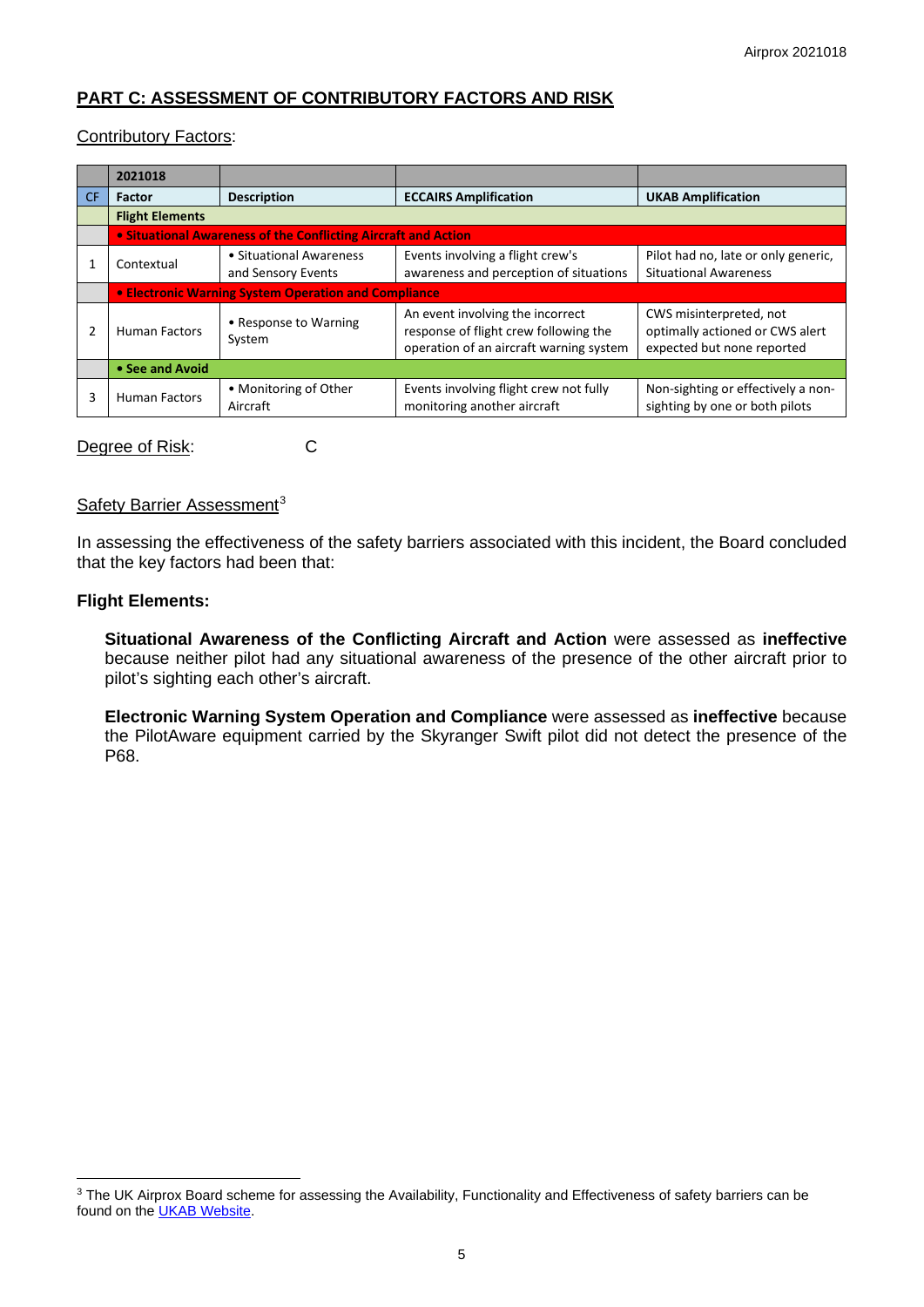## PART C: ASSESSMENT OF CONTRIBUTORY FACTORS AND RISK

Contributory Factors:

| | 2021018 | | | |
|---|---|---|---|---|
| CF | Factor | Description | ECCAIRS Amplification | UKAB Amplification |
| | **Flight Elements** | | | |
| | **• Situational Awareness of the Conflicting Aircraft and Action** | | | |
| 1 | Contextual | • Situational Awareness and Sensory Events | Events involving a flight crew's awareness and perception of situations | Pilot had no, late or only generic, Situational Awareness |
| | **• Electronic Warning System Operation and Compliance** | | | |
| 2 | Human Factors | • Response to Warning System | An event involving the incorrect response of flight crew following the operation of an aircraft warning system | CWS misinterpreted, not optimally actioned or CWS alert expected but none reported |
| | **• See and Avoid** | | | |
| 3 | Human Factors | • Monitoring of Other Aircraft | Events involving flight crew not fully monitoring another aircraft | Non-sighting or effectively a non-sighting by one or both pilots |

Degree of Risk: C

Safety Barrier Assessment[3]

In assessing the effectiveness of the safety barriers associated with this incident, the Board concluded that the key factors had been that:

**Flight Elements:**

**Situational Awareness of the Conflicting Aircraft and Action** were assessed as **ineffective** because neither pilot had any situational awareness of the presence of the other aircraft prior to pilot's sighting each other's aircraft.

**Electronic Warning System Operation and Compliance** were assessed as **ineffective** because the PilotAware equipment carried by the Skyranger Swift pilot did not detect the presence of the P68.

---

[3] The UK Airprox Board scheme for assessing the Availability, Functionality and Effectiveness of safety barriers can be found on the UKAB Website.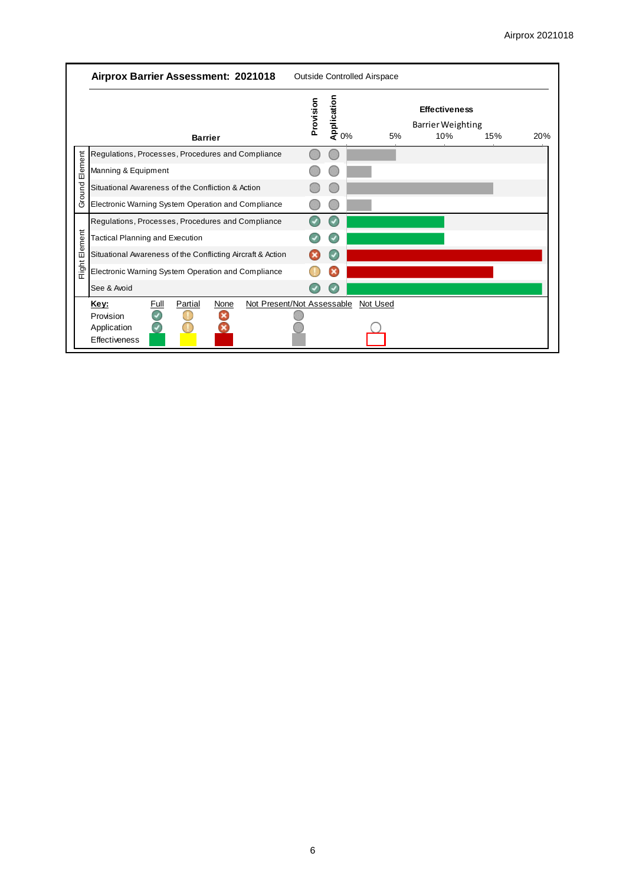**Airprox Barrier Assessment: 2021018** Outside Controlled Airspace

Barrier

Provision

Application

Effectiveness

Barrier Weighting

0% 5% 10% 15% 20%

Ground Element

Regulations, Processes, Procedures and Compliance

Manning & Equipment

Situational Awareness of the Confliction & Action

Electronic Warning System Operation and Compliance

Flight Element

Regulations, Processes, Procedures and Compliance

Tactical Planning and Execution

Situational Awareness of the Conflicting Aircraft & Action

Electronic Warning System Operation and Compliance

See & Avoid

**Key:** Full Partial None Not Present/Not Assessable Not Used

Provision

Application

Effectiveness